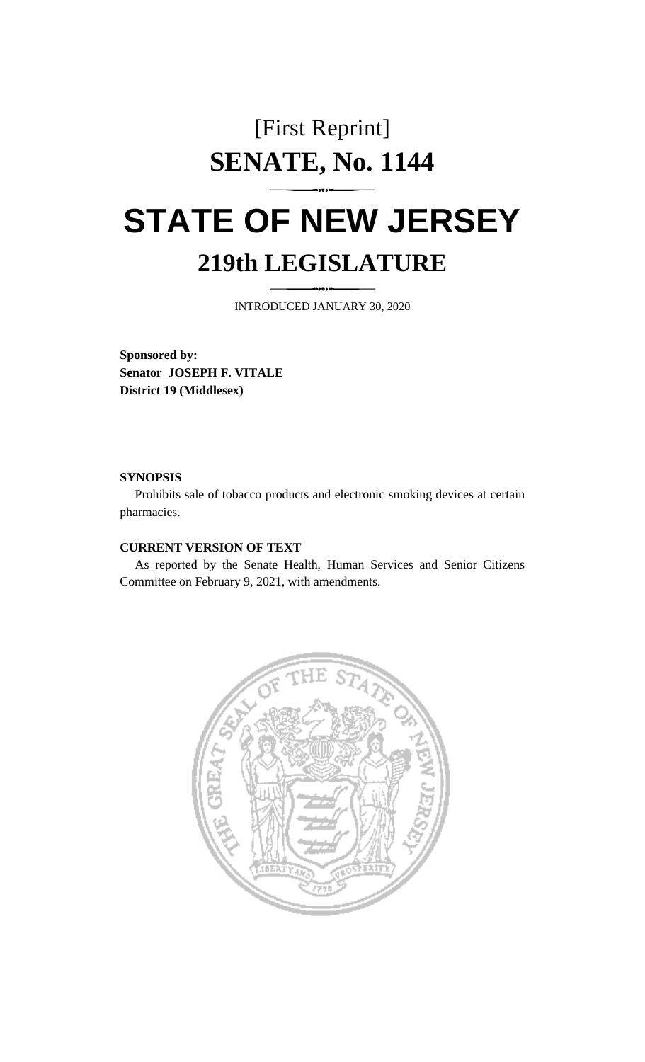# [First Reprint]

# SENATE, No. 1144

# STATE OF NEW JERSEY

## 219th LEGISLATURE

INTRODUCED JANUARY 30, 2020

**Sponsored by:**
**Senator JOSEPH F. VITALE**
**District 19 (Middlesex)**

**SYNOPSIS**

Prohibits sale of tobacco products and electronic smoking devices at certain pharmacies.

**CURRENT VERSION OF TEXT**

As reported by the Senate Health, Human Services and Senior Citizens Committee on February 9, 2021, with amendments.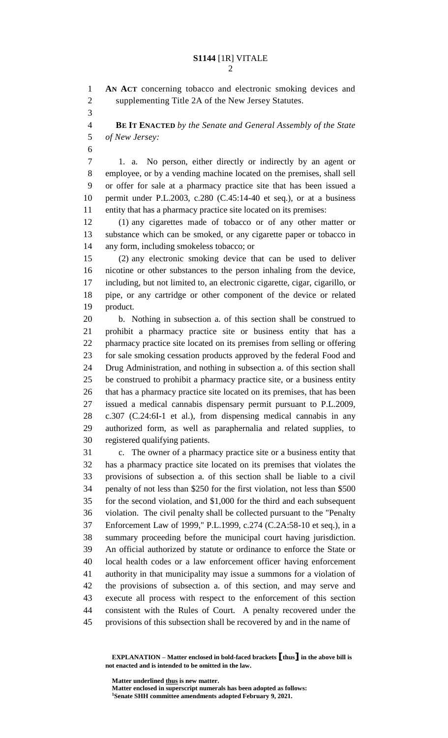**AN ACT** concerning tobacco and electronic smoking devices and supplementing Title 2A of the New Jersey Statutes.

**BE IT ENACTED** *by the Senate and General Assembly of the State of New Jersey:*

1. a. No person, either directly or indirectly by an agent or employee, or by a vending machine located on the premises, shall sell or offer for sale at a pharmacy practice site that has been issued a permit under P.L.2003, c.280 (C.45:14-40 et seq.), or at a business entity that has a pharmacy practice site located on its premises:

(1) any cigarettes made of tobacco or of any other matter or substance which can be smoked, or any cigarette paper or tobacco in any form, including smokeless tobacco; or

(2) any electronic smoking device that can be used to deliver nicotine or other substances to the person inhaling from the device, including, but not limited to, an electronic cigarette, cigar, cigarillo, or pipe, or any cartridge or other component of the device or related product.

b. Nothing in subsection a. of this section shall be construed to prohibit a pharmacy practice site or business entity that has a pharmacy practice site located on its premises from selling or offering for sale smoking cessation products approved by the federal Food and Drug Administration, and nothing in subsection a. of this section shall be construed to prohibit a pharmacy practice site, or a business entity that has a pharmacy practice site located on its premises, that has been issued a medical cannabis dispensary permit pursuant to P.L.2009, c.307 (C.24:6I-1 et al.), from dispensing medical cannabis in any authorized form, as well as paraphernalia and related supplies, to registered qualifying patients.

c. The owner of a pharmacy practice site or a business entity that has a pharmacy practice site located on its premises that violates the provisions of subsection a. of this section shall be liable to a civil penalty of not less than $250 for the first violation, not less than $500 for the second violation, and $1,000 for the third and each subsequent violation. The civil penalty shall be collected pursuant to the "Penalty Enforcement Law of 1999," P.L.1999, c.274 (C.2A:58-10 et seq.), in a summary proceeding before the municipal court having jurisdiction. An official authorized by statute or ordinance to enforce the State or local health codes or a law enforcement officer having enforcement authority in that municipality may issue a summons for a violation of the provisions of subsection a. of this section, and may serve and execute all process with respect to the enforcement of this section consistent with the Rules of Court. A penalty recovered under the provisions of this subsection shall be recovered by and in the name of

**EXPLANATION – Matter enclosed in bold-faced brackets [thus] in the above bill is not enacted and is intended to be omitted in the law.**

**Matter underlined thus is new matter.**
**Matter enclosed in superscript numerals has been adopted as follows:**
**[1]Senate SHH committee amendments adopted February 9, 2021.**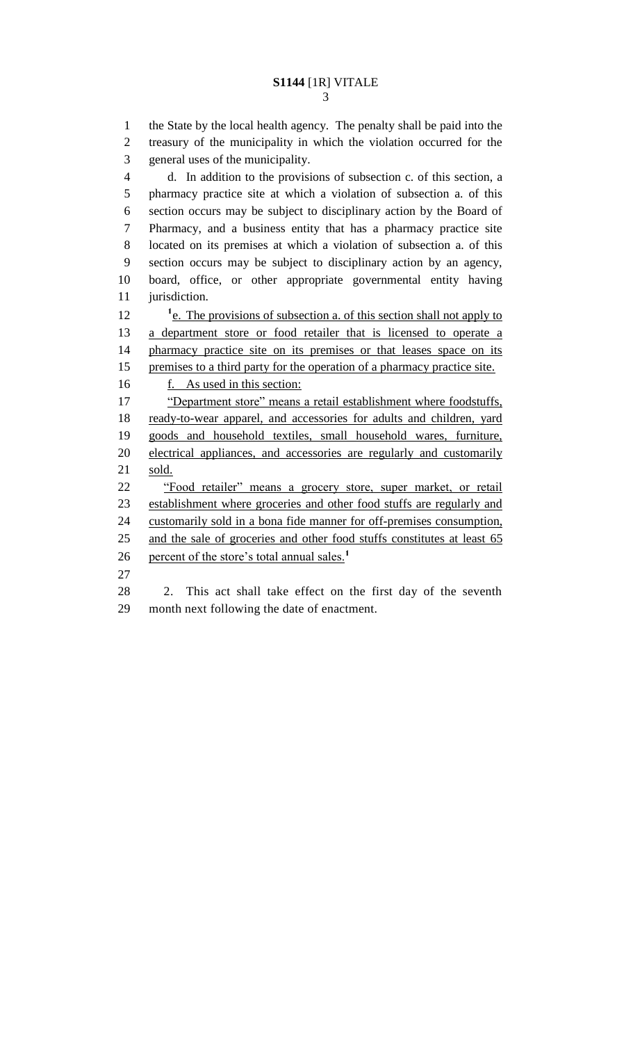the State by the local health agency. The penalty shall be paid into the treasury of the municipality in which the violation occurred for the general uses of the municipality.

d. In addition to the provisions of subsection c. of this section, a pharmacy practice site at which a violation of subsection a. of this section occurs may be subject to disciplinary action by the Board of Pharmacy, and a business entity that has a pharmacy practice site located on its premises at which a violation of subsection a. of this section occurs may be subject to disciplinary action by an agency, board, office, or other appropriate governmental entity having jurisdiction.

[1]e. The provisions of subsection a. of this section shall not apply to a department store or food retailer that is licensed to operate a pharmacy practice site on its premises or that leases space on its premises to a third party for the operation of a pharmacy practice site.

f. As used in this section:

"Department store" means a retail establishment where foodstuffs, ready-to-wear apparel, and accessories for adults and children, yard goods and household textiles, small household wares, furniture, electrical appliances, and accessories are regularly and customarily sold.

"Food retailer" means a grocery store, super market, or retail establishment where groceries and other food stuffs are regularly and customarily sold in a bona fide manner for off-premises consumption, and the sale of groceries and other food stuffs constitutes at least 65 percent of the store's total annual sales.[1]

2. This act shall take effect on the first day of the seventh month next following the date of enactment.